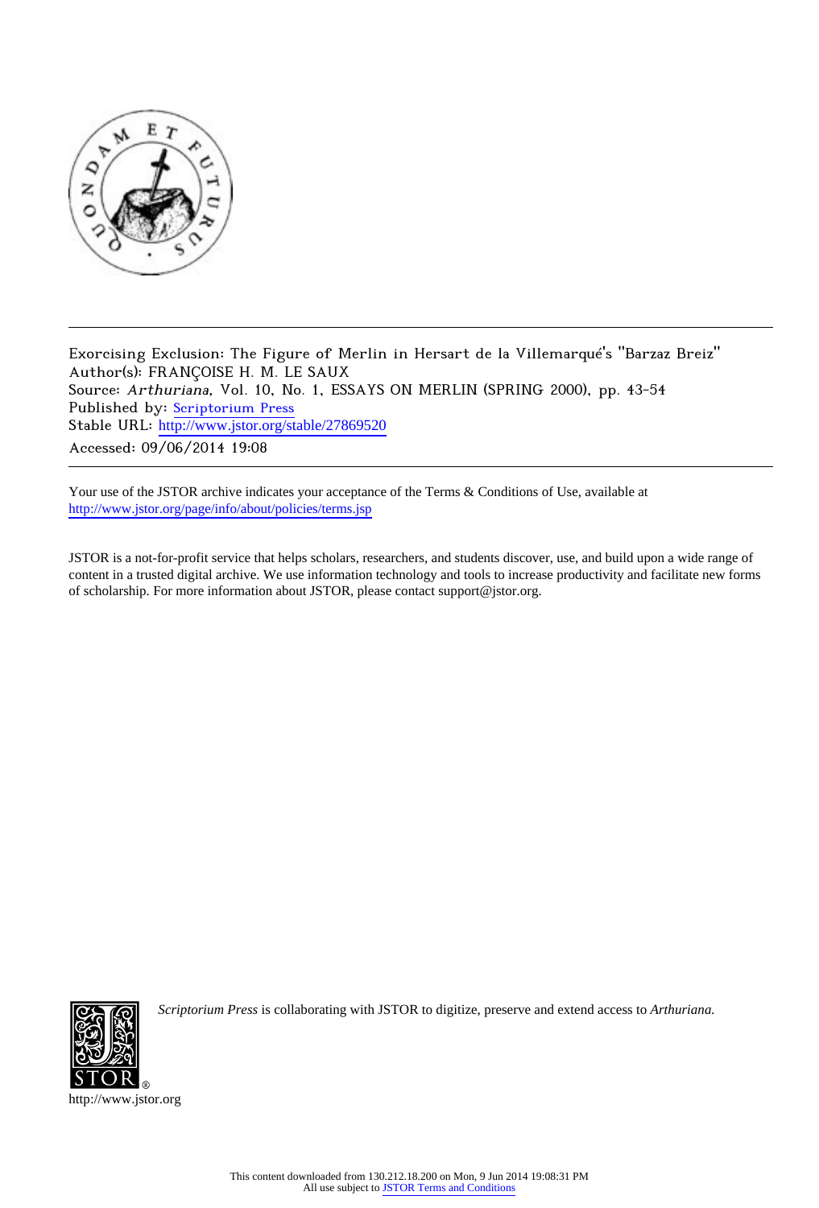Exorcising Exclusion: The Figure of Merlin in Hersart de la Villemarqué's "Barzaz Breiz"
Author(s): FRANÇOISE H. M. LE SAUX
Source: *Arthuriana*, Vol. 10, No. 1, ESSAYS ON MERLIN (SPRING 2000), pp. 43-54
Published by: Scriptorium Press
Stable URL: http://www.jstor.org/stable/27869520
Accessed: 09/06/2014 19:08

---

Your use of the JSTOR archive indicates your acceptance of the Terms & Conditions of Use, available at http://www.jstor.org/page/info/about/policies/terms.jsp

JSTOR is a not-for-profit service that helps scholars, researchers, and students discover, use, and build upon a wide range of content in a trusted digital archive. We use information technology and tools to increase productivity and facilitate new forms of scholarship. For more information about JSTOR, please contact support@jstor.org.

*Scriptorium Press* is collaborating with JSTOR to digitize, preserve and extend access to *Arthuriana.*

http://www.jstor.org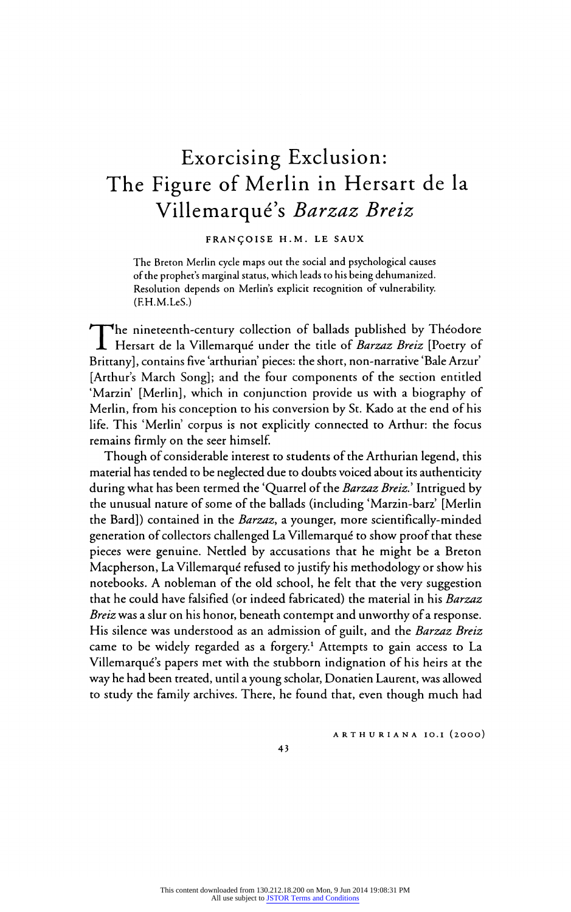# Exorcising Exclusion: The Figure of Merlin in Hersart de la Villemarqué's *Barzaz Breiz*

FRANÇOISE H.M. LE SAUX

The Breton Merlin cycle maps out the social and psychological causes of the prophet's marginal status, which leads to his being dehumanized. Resolution depends on Merlin's explicit recognition of vulnerability. (F.H.M.LeS.)

The nineteenth-century collection of ballads published by Théodore Hersart de la Villemarqué under the title of *Barzaz Breiz* [Poetry of Brittany], contains five 'arthurian' pieces: the short, non-narrative 'Bale Arzur' [Arthur's March Song]; and the four components of the section entitled 'Marzin' [Merlin], which in conjunction provide us with a biography of Merlin, from his conception to his conversion by St. Kado at the end of his life. This 'Merlin' corpus is not explicitly connected to Arthur: the focus remains firmly on the seer himself.

Though of considerable interest to students of the Arthurian legend, this material has tended to be neglected due to doubts voiced about its authenticity during what has been termed the 'Quarrel of the *Barzaz Breiz*.' Intrigued by the unusual nature of some of the ballads (including 'Marzin-barz' [Merlin the Bard]) contained in the *Barzaz*, a younger, more scientifically-minded generation of collectors challenged La Villemarqué to show proof that these pieces were genuine. Nettled by accusations that he might be a Breton Macpherson, La Villemarqué refused to justify his methodology or show his notebooks. A nobleman of the old school, he felt that the very suggestion that he could have falsified (or indeed fabricated) the material in his *Barzaz Breiz* was a slur on his honor, beneath contempt and unworthy of a response. His silence was understood as an admission of guilt, and the *Barzaz Breiz* came to be widely regarded as a forgery.[1] Attempts to gain access to La Villemarqué's papers met with the stubborn indignation of his heirs at the way he had been treated, until a young scholar, Donatien Laurent, was allowed to study the family archives. There, he found that, even though much had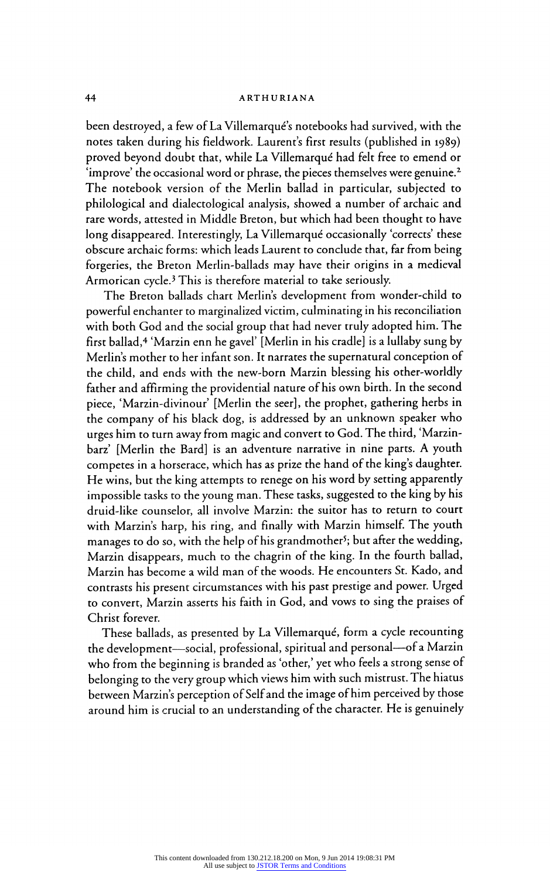been destroyed, a few of La Villemarqué's notebooks had survived, with the notes taken during his fieldwork. Laurent's first results (published in 1989) proved beyond doubt that, while La Villemarqué had felt free to emend or 'improve' the occasional word or phrase, the pieces themselves were genuine.[2] The notebook version of the Merlin ballad in particular, subjected to philological and dialectological analysis, showed a number of archaic and rare words, attested in Middle Breton, but which had been thought to have long disappeared. Interestingly, La Villemarqué occasionally 'corrects' these obscure archaic forms: which leads Laurent to conclude that, far from being forgeries, the Breton Merlin-ballads may have their origins in a medieval Armorican cycle.[3] This is therefore material to take seriously.

The Breton ballads chart Merlin's development from wonder-child to powerful enchanter to marginalized victim, culminating in his reconciliation with both God and the social group that had never truly adopted him. The first ballad,[4] 'Marzin enn he gavel' [Merlin in his cradle] is a lullaby sung by Merlin's mother to her infant son. It narrates the supernatural conception of the child, and ends with the new-born Marzin blessing his other-worldly father and affirming the providential nature of his own birth. In the second piece, 'Marzin-divinour' [Merlin the seer], the prophet, gathering herbs in the company of his black dog, is addressed by an unknown speaker who urges him to turn away from magic and convert to God. The third, 'Marzin-barz' [Merlin the Bard] is an adventure narrative in nine parts. A youth competes in a horserace, which has as prize the hand of the king's daughter. He wins, but the king attempts to renege on his word by setting apparently impossible tasks to the young man. These tasks, suggested to the king by his druid-like counselor, all involve Marzin: the suitor has to return to court with Marzin's harp, his ring, and finally with Marzin himself. The youth manages to do so, with the help of his grandmother[5]; but after the wedding, Marzin disappears, much to the chagrin of the king. In the fourth ballad, Marzin has become a wild man of the woods. He encounters St. Kado, and contrasts his present circumstances with his past prestige and power. Urged to convert, Marzin asserts his faith in God, and vows to sing the praises of Christ forever.

These ballads, as presented by La Villemarqué, form a cycle recounting the development—social, professional, spiritual and personal—of a Marzin who from the beginning is branded as 'other,' yet who feels a strong sense of belonging to the very group which views him with such mistrust. The hiatus between Marzin's perception of Self and the image of him perceived by those around him is crucial to an understanding of the character. He is genuinely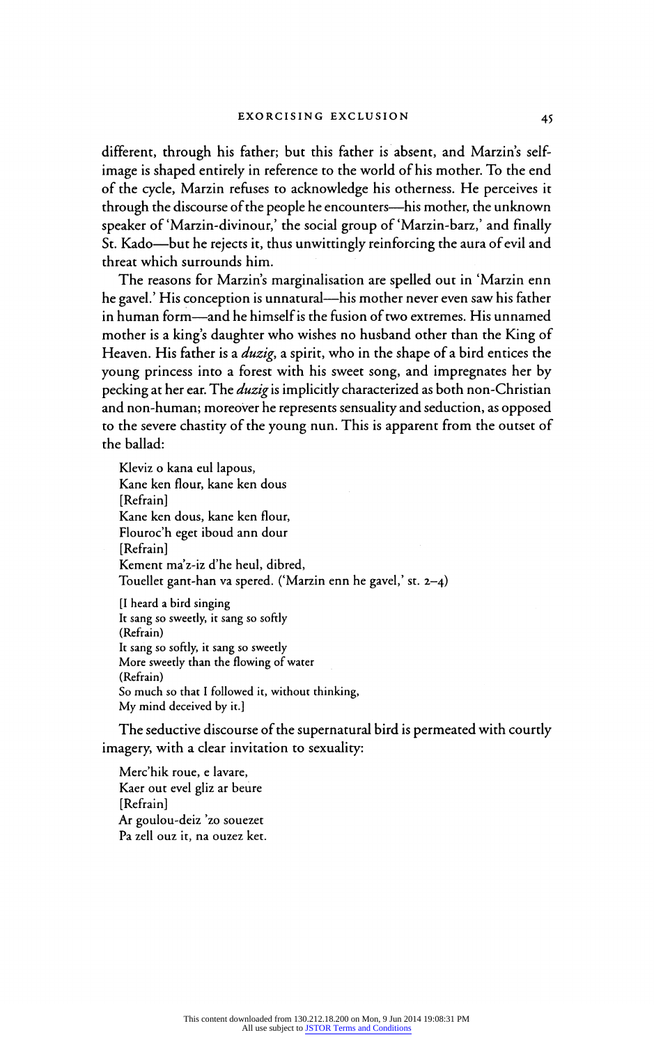different, through his father; but this father is absent, and Marzin's self-image is shaped entirely in reference to the world of his mother. To the end of the cycle, Marzin refuses to acknowledge his otherness. He perceives it through the discourse of the people he encounters—his mother, the unknown speaker of 'Marzin-divinour,' the social group of 'Marzin-barz,' and finally St. Kado—but he rejects it, thus unwittingly reinforcing the aura of evil and threat which surrounds him.

The reasons for Marzin's marginalisation are spelled out in 'Marzin enn he gavel.' His conception is unnatural—his mother never even saw his father in human form—and he himself is the fusion of two extremes. His unnamed mother is a king's daughter who wishes no husband other than the King of Heaven. His father is a *duzig*, a spirit, who in the shape of a bird entices the young princess into a forest with his sweet song, and impregnates her by pecking at her ear. The *duzig* is implicitly characterized as both non-Christian and non-human; moreover he represents sensuality and seduction, as opposed to the severe chastity of the young nun. This is apparent from the outset of the ballad:

> Kleviz o kana eul lapous,
> Kane ken flour, kane ken dous
> [Refrain]
> Kane ken dous, kane ken flour,
> Flouroc'h eget iboud ann dour
> [Refrain]
> Kement ma'z-iz d'he heul, dibred,
> Touellet gant-han va spered. ('Marzin enn he gavel,' st. 2–4)
>
> [I heard a bird singing
> It sang so sweetly, it sang so softly
> (Refrain)
> It sang so softly, it sang so sweetly
> More sweetly than the flowing of water
> (Refrain)
> So much so that I followed it, without thinking,
> My mind deceived by it.]

The seductive discourse of the supernatural bird is permeated with courtly imagery, with a clear invitation to sexuality:

> Merc'hik roue, e lavare,
> Kaer out evel gliz ar beure
> [Refrain]
> Ar goulou-deiz 'zo souezet
> Pa zell ouz it, na ouzez ket.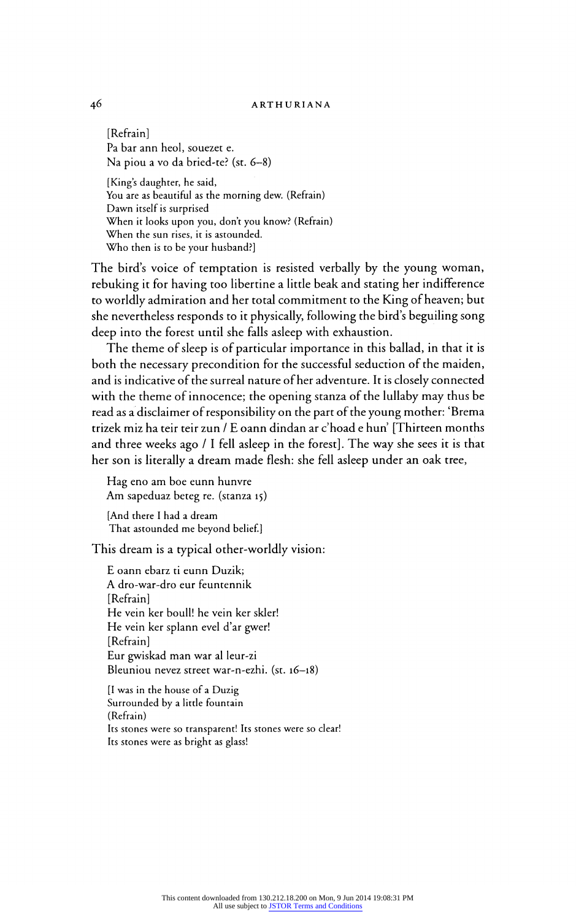[Refrain]
Pa bar ann heol, souezet e.
Na piou a vo da bried-te? (st. 6–8)

[King's daughter, he said,
You are as beautiful as the morning dew. (Refrain)
Dawn itself is surprised
When it looks upon you, don't you know? (Refrain)
When the sun rises, it is astounded.
Who then is to be your husband?]

The bird's voice of temptation is resisted verbally by the young woman, rebuking it for having too libertine a little beak and stating her indifference to worldly admiration and her total commitment to the King of heaven; but she nevertheless responds to it physically, following the bird's beguiling song deep into the forest until she falls asleep with exhaustion.

The theme of sleep is of particular importance in this ballad, in that it is both the necessary precondition for the successful seduction of the maiden, and is indicative of the surreal nature of her adventure. It is closely connected with the theme of innocence; the opening stanza of the lullaby may thus be read as a disclaimer of responsibility on the part of the young mother: 'Brema trizek miz ha teir teir zun / E oann dindan ar c'hoad e hun' [Thirteen months and three weeks ago / I fell asleep in the forest]. The way she sees it is that her son is literally a dream made flesh: she fell asleep under an oak tree,

Hag eno am boe eunn hunvre
Am sapeduaz beteg re. (stanza 15)

[And there I had a dream
That astounded me beyond belief.]

This dream is a typical other-worldly vision:

E oann ebarz ti eunn Duzik;
A dro-war-dro eur feuntennik
[Refrain]
He vein ker boull! he vein ker skler!
He vein ker splann evel d'ar gwer!
[Refrain]
Eur gwiskad man war al leur-zi
Bleuniou nevez street war-n-ezhi. (st. 16–18)

[I was in the house of a Duzig
Surrounded by a little fountain
(Refrain)
Its stones were so transparent! Its stones were so clear!
Its stones were as bright as glass!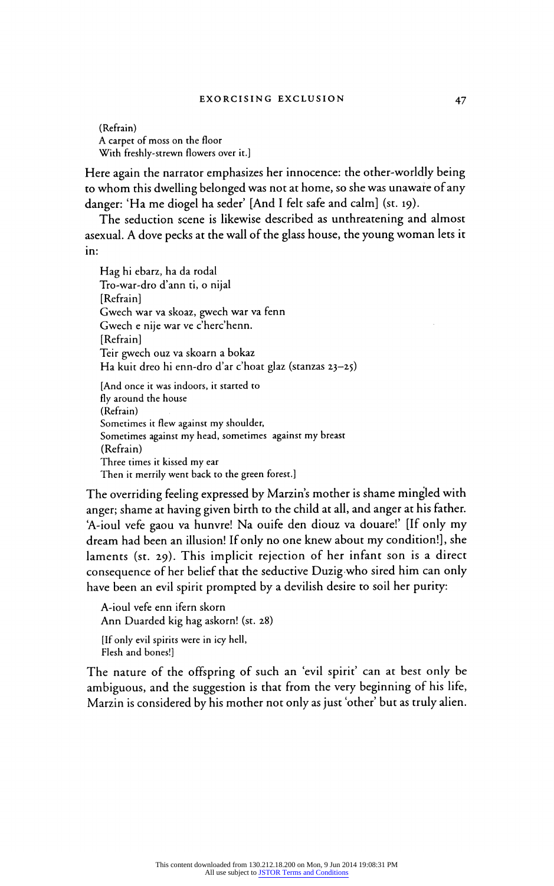(Refrain)
A carpet of moss on the floor
With freshly-strewn flowers over it.]

Here again the narrator emphasizes her innocence: the other-worldly being to whom this dwelling belonged was not at home, so she was unaware of any danger: 'Ha me diogel ha seder' [And I felt safe and calm] (st. 19).

The seduction scene is likewise described as unthreatening and almost asexual. A dove pecks at the wall of the glass house, the young woman lets it in:

> Hag hi ebarz, ha da rodal
> Tro-war-dro d'ann ti, o nijal
> [Refrain]
> Gwech war va skoaz, gwech war va fenn
> Gwech e nije war ve c'herc'henn.
> [Refrain]
> Teir gwech ouz va skoarn a bokaz
> Ha kuit dreo hi enn-dro d'ar c'hoat glaz (stanzas 23–25)
>
> [And once it was indoors, it started to
> fly around the house
> (Refrain)
> Sometimes it flew against my shoulder,
> Sometimes against my head, sometimes against my breast
> (Refrain)
> Three times it kissed my ear
> Then it merrily went back to the green forest.]

The overriding feeling expressed by Marzin's mother is shame mingled with anger; shame at having given birth to the child at all, and anger at his father. 'A-ioul vefe gaou va hunvre! Na ouife den diouz va douare!' [If only my dream had been an illusion! If only no one knew about my condition!], she laments (st. 29). This implicit rejection of her infant son is a direct consequence of her belief that the seductive Duzig who sired him can only have been an evil spirit prompted by a devilish desire to soil her purity:

> A-ioul vefe enn ifern skorn
> Ann Duarded kig hag askorn! (st. 28)
>
> [If only evil spirits were in icy hell,
> Flesh and bones!]

The nature of the offspring of such an 'evil spirit' can at best only be ambiguous, and the suggestion is that from the very beginning of his life, Marzin is considered by his mother not only as just 'other' but as truly alien.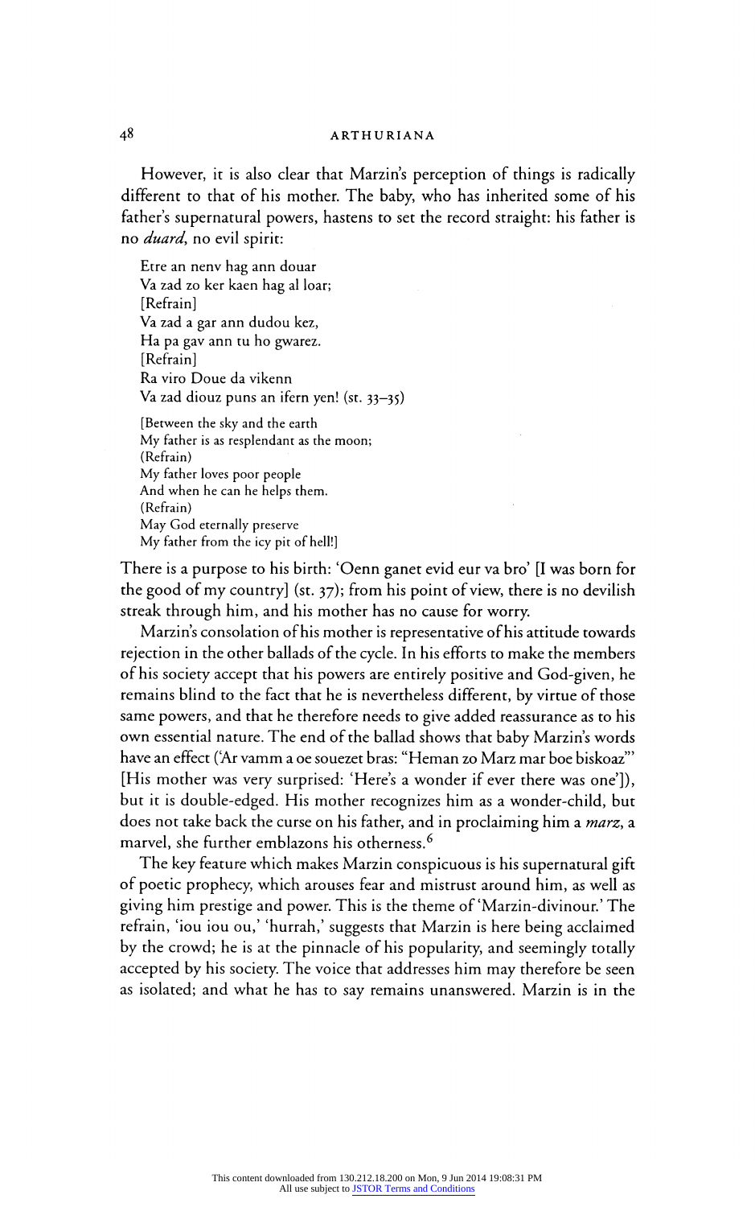However, it is also clear that Marzin's perception of things is radically different to that of his mother. The baby, who has inherited some of his father's supernatural powers, hastens to set the record straight: his father is no *duard*, no evil spirit:

> Etre an nenv hag ann douar  
> Va zad zo ker kaen hag al loar;  
> [Refrain]  
> Va zad a gar ann dudou kez,  
> Ha pa gav ann tu ho gwarez.  
> [Refrain]  
> Ra viro Doue da vikenn  
> Va zad diouz puns an ifern yen! (st. 33–35)
>
> [Between the sky and the earth  
> My father is as resplendant as the moon;  
> (Refrain)  
> My father loves poor people  
> And when he can he helps them.  
> (Refrain)  
> May God eternally preserve  
> My father from the icy pit of hell!]

There is a purpose to his birth: 'Oenn ganet evid eur va bro' [I was born for the good of my country] (st. 37); from his point of view, there is no devilish streak through him, and his mother has no cause for worry.

Marzin's consolation of his mother is representative of his attitude towards rejection in the other ballads of the cycle. In his efforts to make the members of his society accept that his powers are entirely positive and God-given, he remains blind to the fact that he is nevertheless different, by virtue of those same powers, and that he therefore needs to give added reassurance as to his own essential nature. The end of the ballad shows that baby Marzin's words have an effect ('Ar vamm a oe souezet bras: "Heman zo Marz mar boe biskoaz"' [His mother was very surprised: 'Here's a wonder if ever there was one']), but it is double-edged. His mother recognizes him as a wonder-child, but does not take back the curse on his father, and in proclaiming him a *marz*, a marvel, she further emblazons his otherness.[6]

The key feature which makes Marzin conspicuous is his supernatural gift of poetic prophecy, which arouses fear and mistrust around him, as well as giving him prestige and power. This is the theme of 'Marzin-divinour.' The refrain, 'iou iou ou,' 'hurrah,' suggests that Marzin is here being acclaimed by the crowd; he is at the pinnacle of his popularity, and seemingly totally accepted by his society. The voice that addresses him may therefore be seen as isolated; and what he has to say remains unanswered. Marzin is in the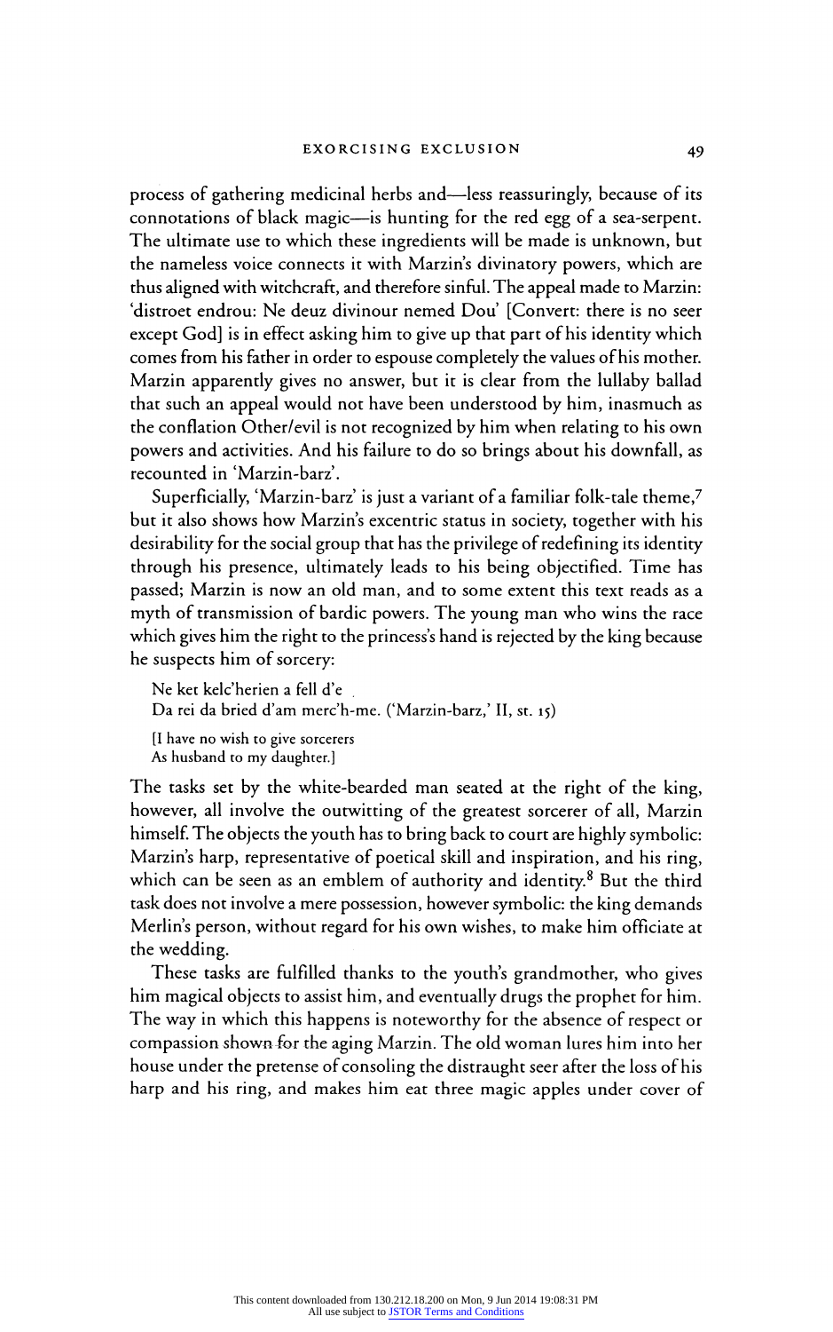process of gathering medicinal herbs and—less reassuringly, because of its connotations of black magic—is hunting for the red egg of a sea-serpent. The ultimate use to which these ingredients will be made is unknown, but the nameless voice connects it with Marzin's divinatory powers, which are thus aligned with witchcraft, and therefore sinful. The appeal made to Marzin: 'distroet endrou: Ne deuz divinour nemed Dou' [Convert: there is no seer except God] is in effect asking him to give up that part of his identity which comes from his father in order to espouse completely the values of his mother. Marzin apparently gives no answer, but it is clear from the lullaby ballad that such an appeal would not have been understood by him, inasmuch as the conflation Other/evil is not recognized by him when relating to his own powers and activities. And his failure to do so brings about his downfall, as recounted in 'Marzin-barz'.

Superficially, 'Marzin-barz' is just a variant of a familiar folk-tale theme,[7] but it also shows how Marzin's excentric status in society, together with his desirability for the social group that has the privilege of redefining its identity through his presence, ultimately leads to his being objectified. Time has passed; Marzin is now an old man, and to some extent this text reads as a myth of transmission of bardic powers. The young man who wins the race which gives him the right to the princess's hand is rejected by the king because he suspects him of sorcery:

> Ne ket kelc'herien a fell d'e
> Da rei da bried d'am merc'h-me. ('Marzin-barz,' II, st. 15)
>
> [I have no wish to give sorcerers
> As husband to my daughter.]

The tasks set by the white-bearded man seated at the right of the king, however, all involve the outwitting of the greatest sorcerer of all, Marzin himself. The objects the youth has to bring back to court are highly symbolic: Marzin's harp, representative of poetical skill and inspiration, and his ring, which can be seen as an emblem of authority and identity.[8] But the third task does not involve a mere possession, however symbolic: the king demands Merlin's person, without regard for his own wishes, to make him officiate at the wedding.

These tasks are fulfilled thanks to the youth's grandmother, who gives him magical objects to assist him, and eventually drugs the prophet for him. The way in which this happens is noteworthy for the absence of respect or compassion shown for the aging Marzin. The old woman lures him into her house under the pretense of consoling the distraught seer after the loss of his harp and his ring, and makes him eat three magic apples under cover of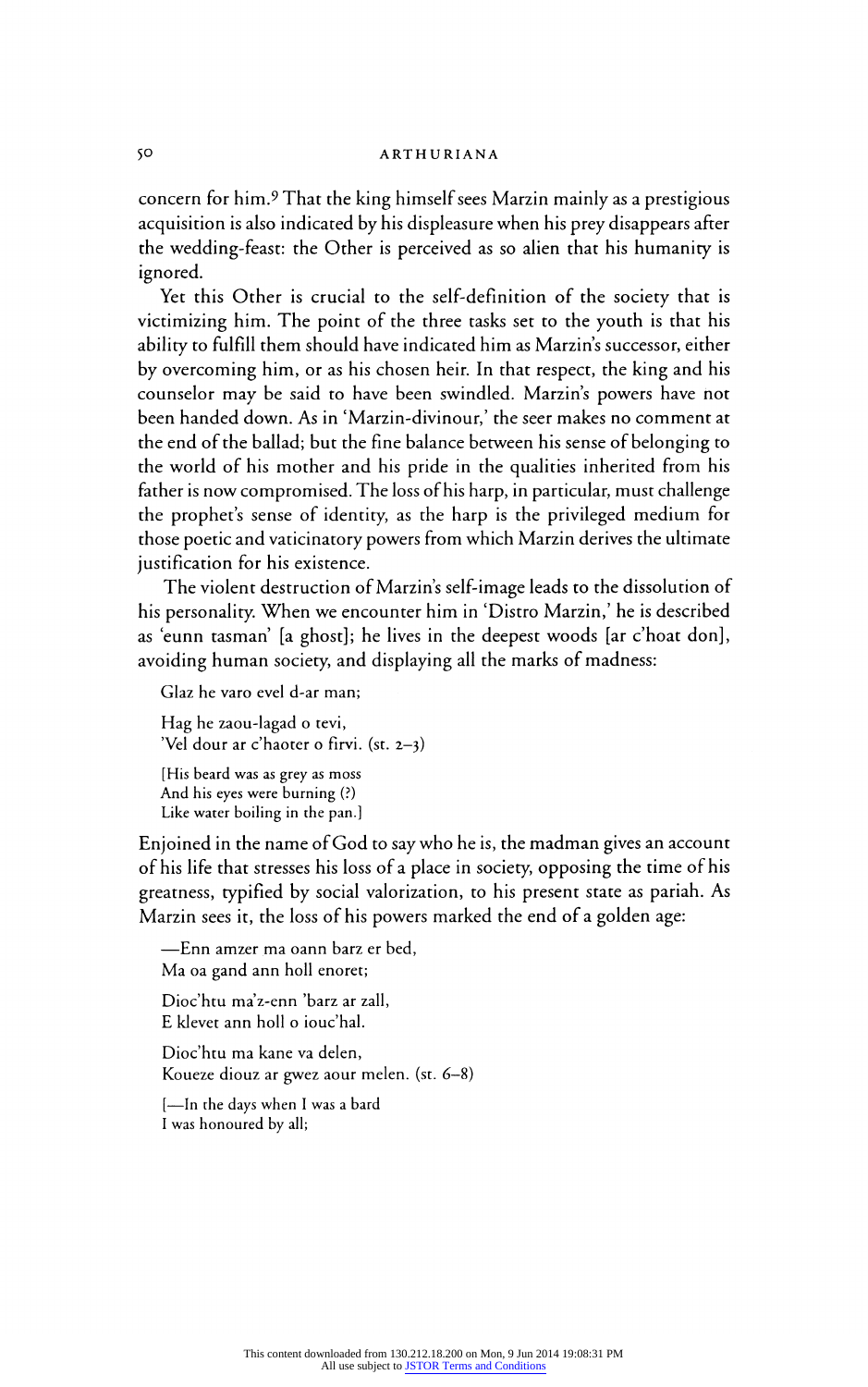concern for him.[9] That the king himself sees Marzin mainly as a prestigious acquisition is also indicated by his displeasure when his prey disappears after the wedding-feast: the Other is perceived as so alien that his humanity is ignored.

Yet this Other is crucial to the self-definition of the society that is victimizing him. The point of the three tasks set to the youth is that his ability to fulfill them should have indicated him as Marzin's successor, either by overcoming him, or as his chosen heir. In that respect, the king and his counselor may be said to have been swindled. Marzin's powers have not been handed down. As in 'Marzin-divinour,' the seer makes no comment at the end of the ballad; but the fine balance between his sense of belonging to the world of his mother and his pride in the qualities inherited from his father is now compromised. The loss of his harp, in particular, must challenge the prophet's sense of identity, as the harp is the privileged medium for those poetic and vaticinatory powers from which Marzin derives the ultimate justification for his existence.

The violent destruction of Marzin's self-image leads to the dissolution of his personality. When we encounter him in 'Distro Marzin,' he is described as 'eunn tasman' [a ghost]; he lives in the deepest woods [ar c'hoat don], avoiding human society, and displaying all the marks of madness:

> Glaz he varo evel d-ar man;
>
> Hag he zaou-lagad o tevi,
> 'Vel dour ar c'haoter o firvi. (st. 2–3)
>
> [His beard was as grey as moss
> And his eyes were burning (?)
> Like water boiling in the pan.]

Enjoined in the name of God to say who he is, the madman gives an account of his life that stresses his loss of a place in society, opposing the time of his greatness, typified by social valorization, to his present state as pariah. As Marzin sees it, the loss of his powers marked the end of a golden age:

> —Enn amzer ma oann barz er bed,
> Ma oa gand ann holl enoret;
>
> Dioc'htu ma'z-enn 'barz ar zall,
> E klevet ann holl o iouc'hal.
>
> Dioc'htu ma kane va delen,
> Koueze diouz ar gwez aour melen. (st. 6–8)
>
> [—In the days when I was a bard
> I was honoured by all;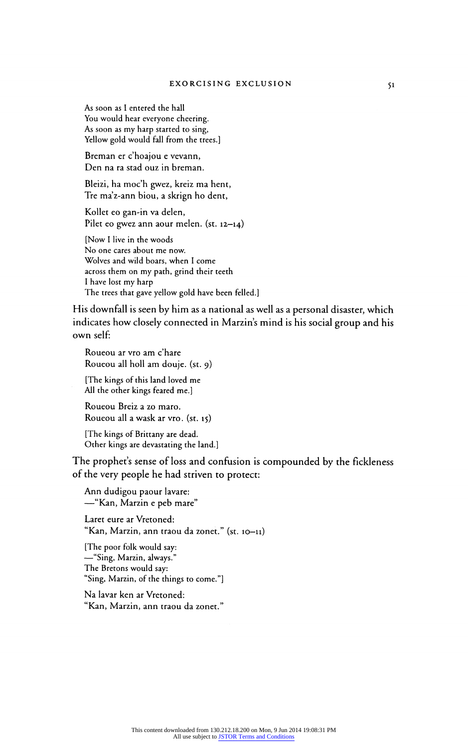As soon as I entered the hall
You would hear everyone cheering.
As soon as my harp started to sing,
Yellow gold would fall from the trees.]

Breman er c'hoajou e vevann,
Den na ra stad ouz in breman.

Bleizi, ha moc'h gwez, kreiz ma hent,
Tre ma'z-ann biou, a skrign ho dent,

Kollet eo gan-in va delen,
Pilet eo gwez ann aour melen. (st. 12–14)

[Now I live in the woods
No one cares about me now.
Wolves and wild boars, when I come
across them on my path, grind their teeth
I have lost my harp
The trees that gave yellow gold have been felled.]

His downfall is seen by him as a national as well as a personal disaster, which indicates how closely connected in Marzin's mind is his social group and his own self:

Roueou ar vro am c'hare
Roueou all holl am douje. (st. 9)

[The kings of this land loved me
All the other kings feared me.]

Roueou Breiz a zo maro.
Roueou all a wask ar vro. (st. 15)

[The kings of Brittany are dead.
Other kings are devastating the land.]

The prophet's sense of loss and confusion is compounded by the fickleness of the very people he had striven to protect:

Ann dudigou paour lavare:
—"Kan, Marzin e peb mare"

Laret eure ar Vretoned:
"Kan, Marzin, ann traou da zonet." (st. 10–11)

[The poor folk would say:
—"Sing, Marzin, always."
The Bretons would say:
"Sing, Marzin, of the things to come."]

Na lavar ken ar Vretoned:
"Kan, Marzin, ann traou da zonet."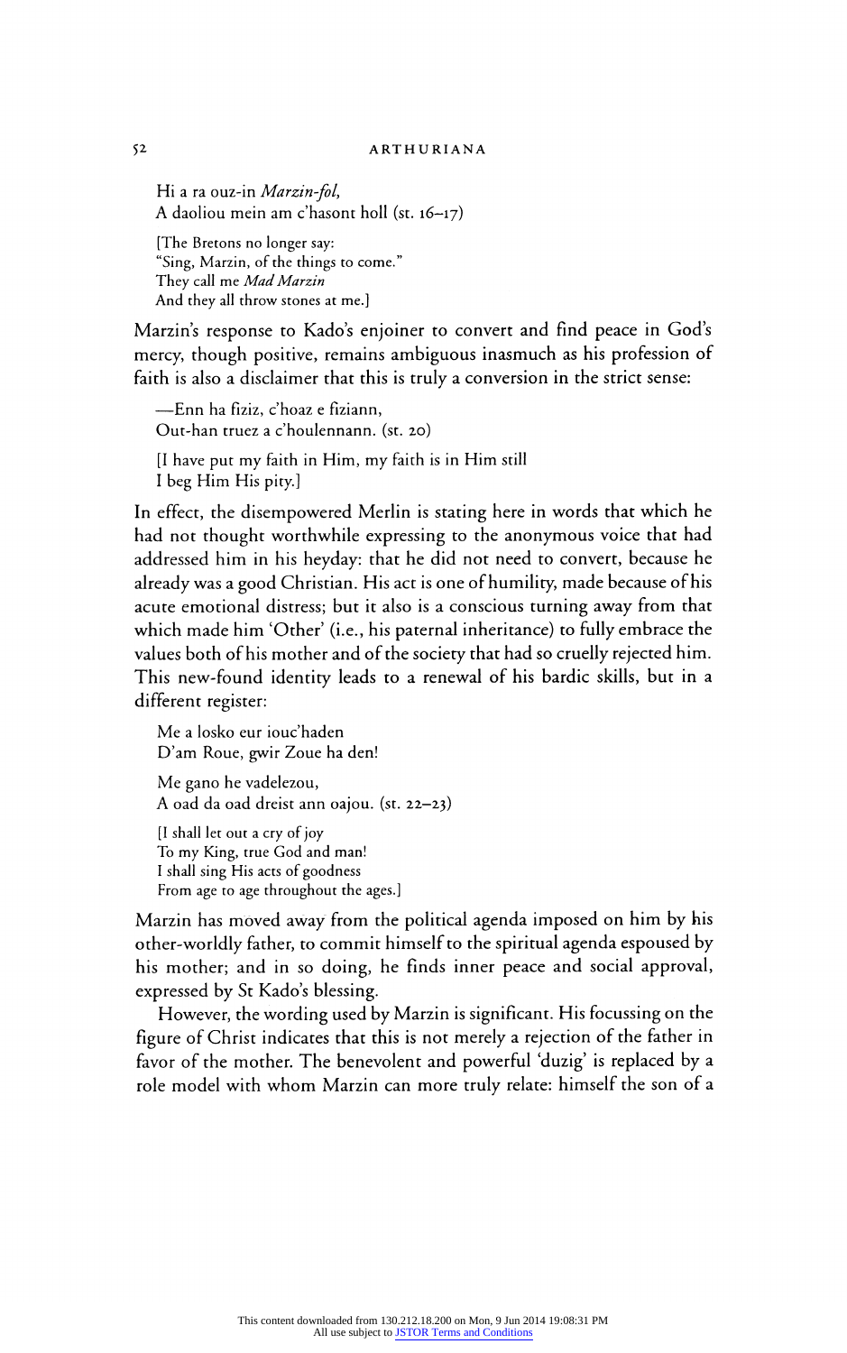Hi a ra ouz-in *Marzin-fol*,  
A daoliou mein am c'hasont holl (st. 16–17)

[The Bretons no longer say:  
"Sing, Marzin, of the things to come."  
They call me *Mad Marzin*  
And they all throw stones at me.]

Marzin's response to Kado's enjoiner to convert and find peace in God's mercy, though positive, remains ambiguous inasmuch as his profession of faith is also a disclaimer that this is truly a conversion in the strict sense:

—Enn ha fiziz, c'hoaz e fiziann,  
Out-han truez a c'houlennann. (st. 20)

[I have put my faith in Him, my faith is in Him still  
I beg Him His pity.]

In effect, the disempowered Merlin is stating here in words that which he had not thought worthwhile expressing to the anonymous voice that had addressed him in his heyday: that he did not need to convert, because he already was a good Christian. His act is one of humility, made because of his acute emotional distress; but it also is a conscious turning away from that which made him 'Other' (i.e., his paternal inheritance) to fully embrace the values both of his mother and of the society that had so cruelly rejected him. This new-found identity leads to a renewal of his bardic skills, but in a different register:

Me a losko eur iouc'haden  
D'am Roue, gwir Zoue ha den!

Me gano he vadelezou,  
A oad da oad dreist ann oajou. (st. 22–23)

[I shall let out a cry of joy  
To my King, true God and man!  
I shall sing His acts of goodness  
From age to age throughout the ages.]

Marzin has moved away from the political agenda imposed on him by his other-worldly father, to commit himself to the spiritual agenda espoused by his mother; and in so doing, he finds inner peace and social approval, expressed by St Kado's blessing.

However, the wording used by Marzin is significant. His focussing on the figure of Christ indicates that this is not merely a rejection of the father in favor of the mother. The benevolent and powerful 'duzig' is replaced by a role model with whom Marzin can more truly relate: himself the son of a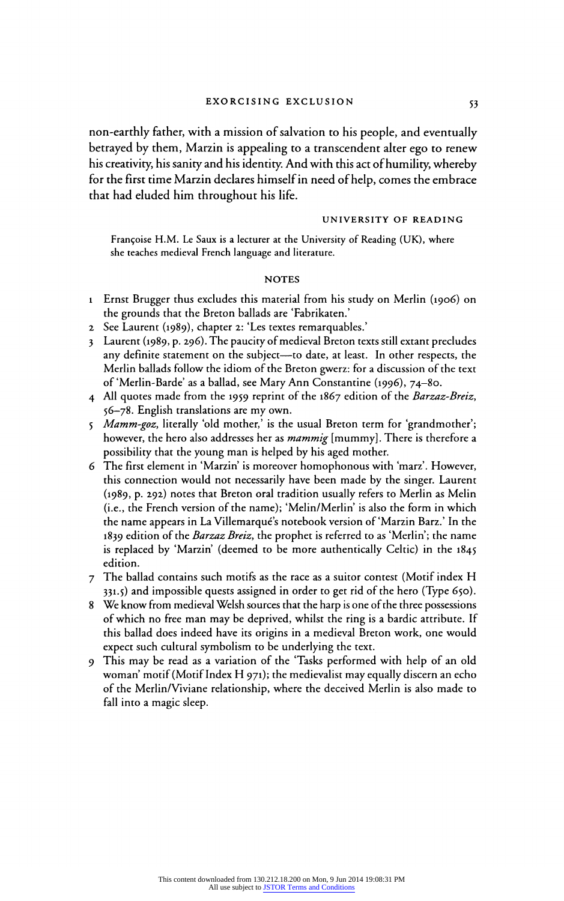non-earthly father, with a mission of salvation to his people, and eventually betrayed by them, Marzin is appealing to a transcendent alter ego to renew his creativity, his sanity and his identity. And with this act of humility, whereby for the first time Marzin declares himself in need of help, comes the embrace that had eluded him throughout his life.

UNIVERSITY OF READING

Françoise H.M. Le Saux is a lecturer at the University of Reading (UK), where she teaches medieval French language and literature.

## NOTES

1. Ernst Brugger thus excludes this material from his study on Merlin (1906) on the grounds that the Breton ballads are 'Fabrikaten.'
2. See Laurent (1989), chapter 2: 'Les textes remarquables.'
3. Laurent (1989, p. 296). The paucity of medieval Breton texts still extant precludes any definite statement on the subject—to date, at least. In other respects, the Merlin ballads follow the idiom of the Breton gwerz: for a discussion of the text of 'Merlin-Barde' as a ballad, see Mary Ann Constantine (1996), 74–80.
4. All quotes made from the 1959 reprint of the 1867 edition of the *Barzaz-Breiz*, 56–78. English translations are my own.
5. *Mamm-goz*, literally 'old mother,' is the usual Breton term for 'grandmother'; however, the hero also addresses her as *mammig* [mummy]. There is therefore a possibility that the young man is helped by his aged mother.
6. The first element in 'Marzin' is moreover homophonous with 'marz'. However, this connection would not necessarily have been made by the singer. Laurent (1989, p. 292) notes that Breton oral tradition usually refers to Merlin as Melin (i.e., the French version of the name); 'Melin/Merlin' is also the form in which the name appears in La Villemarqué's notebook version of 'Marzin Barz.' In the 1839 edition of the *Barzaz Breiz*, the prophet is referred to as 'Merlin'; the name is replaced by 'Marzin' (deemed to be more authentically Celtic) in the 1845 edition.
7. The ballad contains such motifs as the race as a suitor contest (Motif index H 331.5) and impossible quests assigned in order to get rid of the hero (Type 650).
8. We know from medieval Welsh sources that the harp is one of the three possessions of which no free man may be deprived, whilst the ring is a bardic attribute. If this ballad does indeed have its origins in a medieval Breton work, one would expect such cultural symbolism to be underlying the text.
9. This may be read as a variation of the 'Tasks performed with help of an old woman' motif (Motif Index H 971); the medievalist may equally discern an echo of the Merlin/Viviane relationship, where the deceived Merlin is also made to fall into a magic sleep.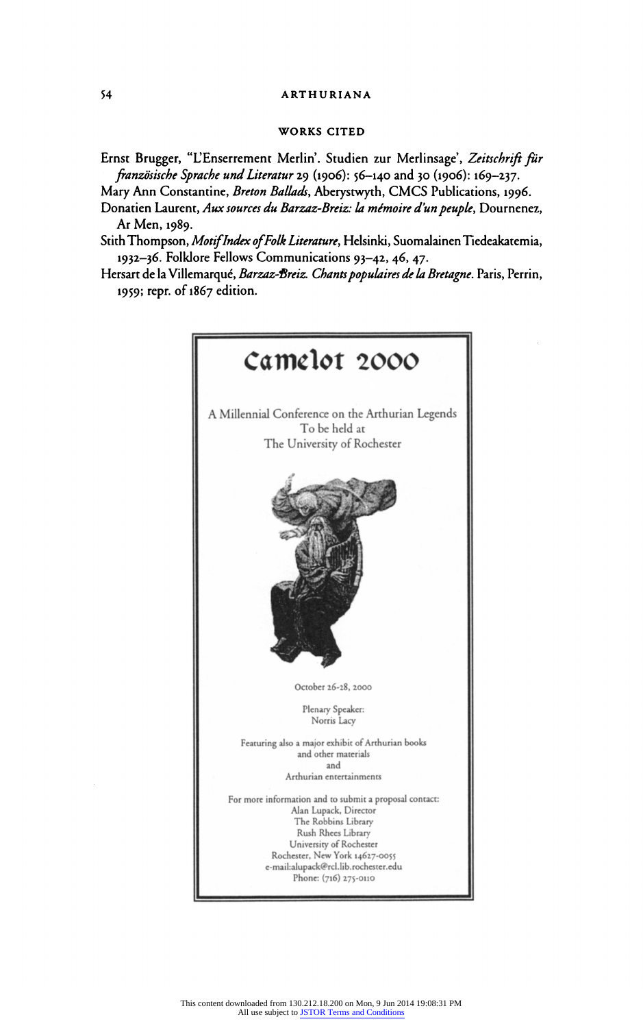## WORKS CITED

Ernst Brugger, "L'Enserrement Merlin'. Studien zur Merlinsage', *Zeitschrift für französische Sprache und Literatur* 29 (1906): 56–140 and 30 (1906): 169–237.

Mary Ann Constantine, *Breton Ballads*, Aberystwyth, CMCS Publications, 1996.

Donatien Laurent, *Aux sources du Barzaz-Breiz: la mémoire d'un peuple*, Dournenez, Ar Men, 1989.

Stith Thompson, *Motif Index of Folk Literature*, Helsinki, Suomalainen Tiedeakatemia, 1932–36. Folklore Fellows Communications 93–42, 46, 47.

Hersart de la Villemarqué, *Barzaz-Breiz. Chants populaires de la Bretagne*. Paris, Perrin, 1959; repr. of 1867 edition.

# Camelot 2000

A Millennial Conference on the Arthurian Legends
To be held at
The University of Rochester

October 26-28, 2000

Plenary Speaker:
Norris Lacy

Featuring also a major exhibit of Arthurian books
and other materials
and
Arthurian entertainments

For more information and to submit a proposal contact:
Alan Lupack, Director
The Robbins Library
Rush Rhees Library
University of Rochester
Rochester, New York 14627-0055
e-mail:alupack@rcl.lib.rochester.edu
Phone: (716) 275-0110